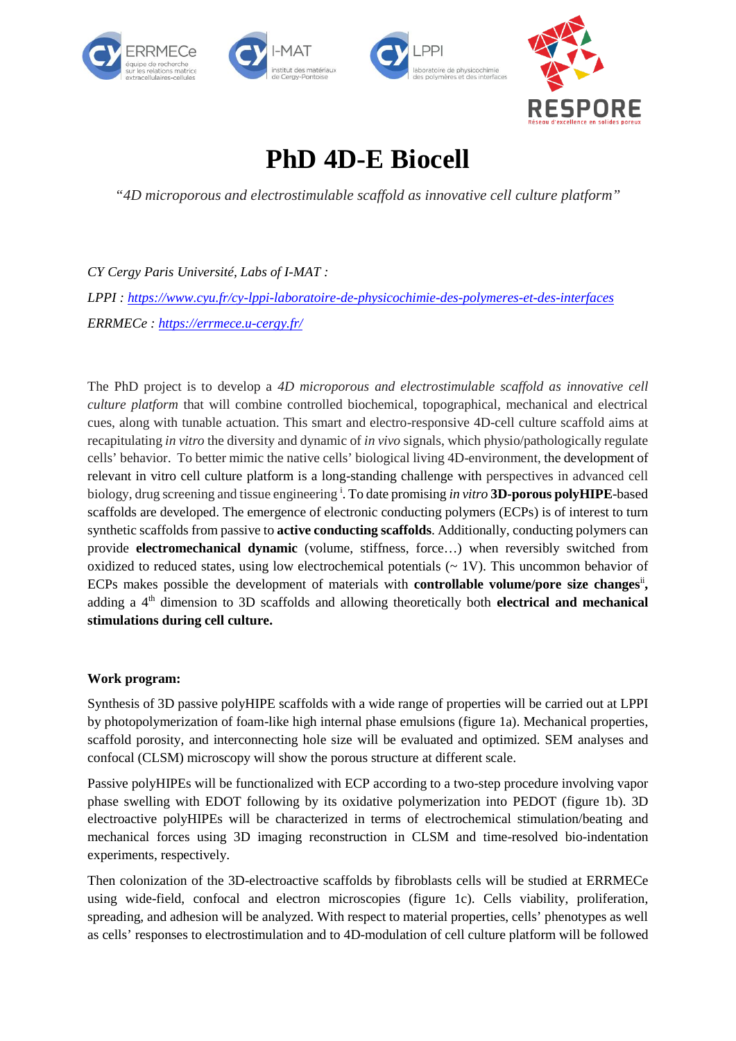# PhD 4D-E Biocell

*"4D microporous and electrostimulable scaffold as innovative cell culture platform"*

*CY Cergy Paris Université, Labs of I-MAT :*

*LPPI : https://www.cyu.fr/cy-lppi-laboratoire-de-physicochimie-des-polymeres-et-des-interfaces*

*ERRMECe : https://errmece.u-cergy.fr/*

The PhD project is to develop a *4D microporous and electrostimulable scaffold as innovative cell culture platform* that will combine controlled biochemical, topographical, mechanical and electrical cues, along with tunable actuation. This smart and electro-responsive 4D-cell culture scaffold aims at recapitulating *in vitro* the diversity and dynamic of *in vivo* signals, which physio/pathologically regulate cells' behavior. To better mimic the native cells' biological living 4D-environment, the development of relevant in vitro cell culture platform is a long-standing challenge with perspectives in advanced cell biology, drug screening and tissue engineering [i]. To date promising *in vitro* **3D-porous polyHIPE**-based scaffolds are developed. The emergence of electronic conducting polymers (ECPs) is of interest to turn synthetic scaffolds from passive to **active conducting scaffolds**. Additionally, conducting polymers can provide **electromechanical dynamic** (volume, stiffness, force…) when reversibly switched from oxidized to reduced states, using low electrochemical potentials (~ 1V). This uncommon behavior of ECPs makes possible the development of materials with **controllable volume/pore size changes**[ii]**,** adding a 4$^{th}$ dimension to 3D scaffolds and allowing theoretically both **electrical and mechanical stimulations during cell culture.**

**Work program:**

Synthesis of 3D passive polyHIPE scaffolds with a wide range of properties will be carried out at LPPI by photopolymerization of foam-like high internal phase emulsions (figure 1a). Mechanical properties, scaffold porosity, and interconnecting hole size will be evaluated and optimized. SEM analyses and confocal (CLSM) microscopy will show the porous structure at different scale.

Passive polyHIPEs will be functionalized with ECP according to a two-step procedure involving vapor phase swelling with EDOT following by its oxidative polymerization into PEDOT (figure 1b). 3D electroactive polyHIPEs will be characterized in terms of electrochemical stimulation/beating and mechanical forces using 3D imaging reconstruction in CLSM and time-resolved bio-indentation experiments, respectively.

Then colonization of the 3D-electroactive scaffolds by fibroblasts cells will be studied at ERRMECe using wide-field, confocal and electron microscopies (figure 1c). Cells viability, proliferation, spreading, and adhesion will be analyzed. With respect to material properties, cells' phenotypes as well as cells' responses to electrostimulation and to 4D-modulation of cell culture platform will be followed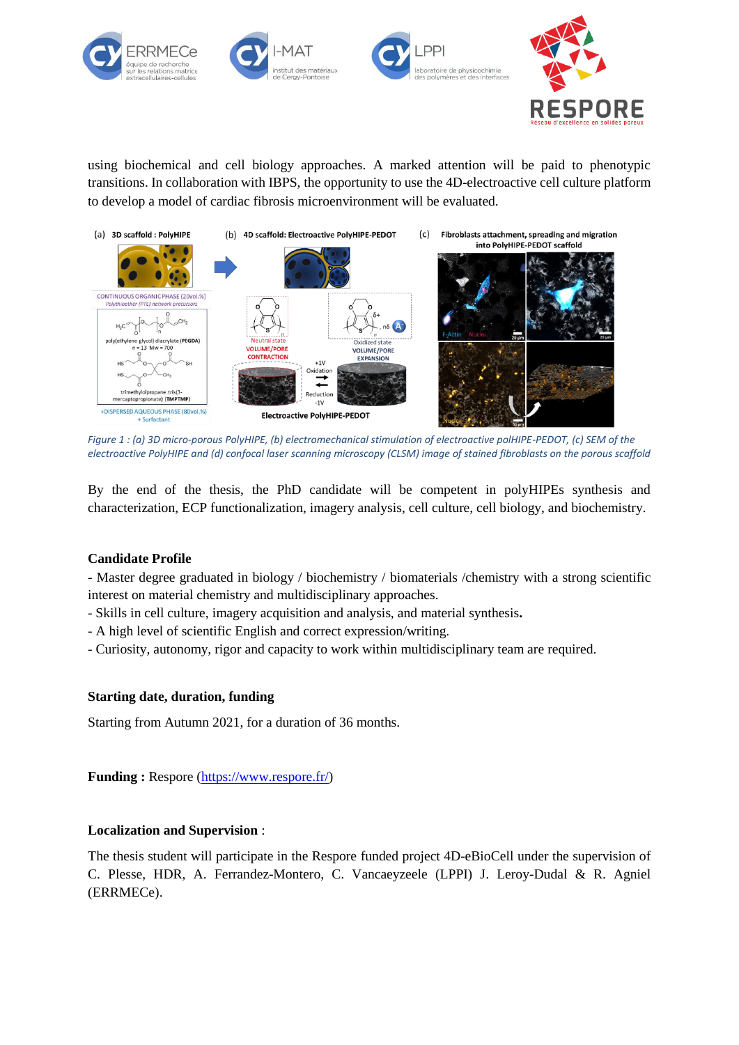using biochemical and cell biology approaches. A marked attention will be paid to phenotypic transitions. In collaboration with IBPS, the opportunity to use the 4D-electroactive cell culture platform to develop a model of cardiac fibrosis microenvironment will be evaluated.

*Figure 1 : (a) 3D micro-porous PolyHIPE, (b) electromechanical stimulation of electroactive polHIPE-PEDOT, (c) SEM of the electroactive PolyHIPE and (d) confocal laser scanning microscopy (CLSM) image of stained fibroblasts on the porous scaffold*

By the end of the thesis, the PhD candidate will be competent in polyHIPEs synthesis and characterization, ECP functionalization, imagery analysis, cell culture, cell biology, and biochemistry.

**Candidate Profile**

- Master degree graduated in biology / biochemistry / biomaterials /chemistry with a strong scientific interest on material chemistry and multidisciplinary approaches.
- Skills in cell culture, imagery acquisition and analysis, and material synthesis**.**
- A high level of scientific English and correct expression/writing.
- Curiosity, autonomy, rigor and capacity to work within multidisciplinary team are required.

**Starting date, duration, funding**

Starting from Autumn 2021, for a duration of 36 months.

**Funding :** Respore (https://www.respore.fr/)

**Localization and Supervision** :

The thesis student will participate in the Respore funded project 4D-eBioCell under the supervision of C. Plesse, HDR, A. Ferrandez-Montero, C. Vancaeyzeele (LPPI) J. Leroy-Dudal & R. Agniel (ERRMECe).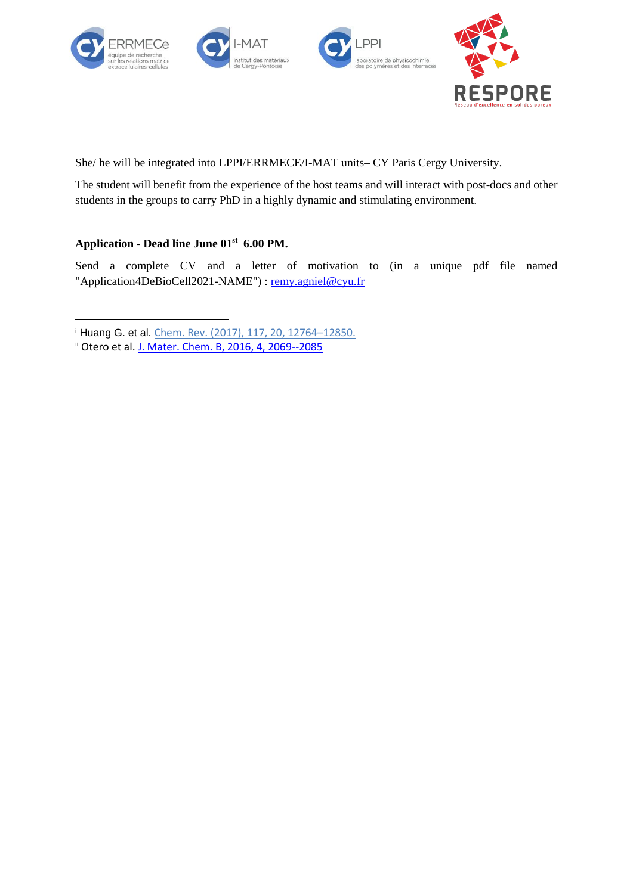She/ he will be integrated into LPPI/ERRMECE/I-MAT units– CY Paris Cergy University.

The student will benefit from the experience of the host teams and will interact with post-docs and other students in the groups to carry PhD in a highly dynamic and stimulating environment.

**Application - Dead line June 01st 6.00 PM.**

Send a complete CV and a letter of motivation to (in a unique pdf file named "Application4DeBioCell2021-NAME") : remy.agniel@cyu.fr

---

[i] Huang G. et al. Chem. Rev. (2017), 117, 20, 12764–12850.

[ii] Otero et al. J. Mater. Chem. B, 2016, 4, 2069--2085